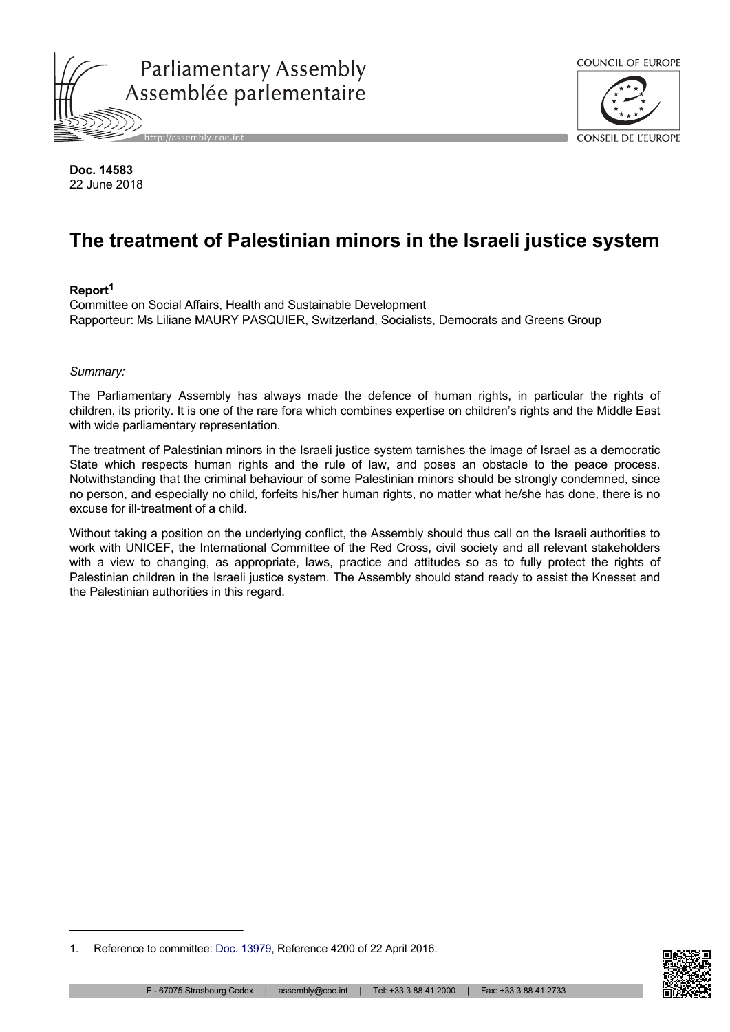Parliamentary Assembly
Assemblée parlementaire

http://assembly.coe.int

COUNCIL OF EUROPE
CONSEIL DE L'EUROPE

**Doc. 14583**
22 June 2018

# The treatment of Palestinian minors in the Israeli justice system

**Report**[1]
Committee on Social Affairs, Health and Sustainable Development
Rapporteur: Ms Liliane MAURY PASQUIER, Switzerland, Socialists, Democrats and Greens Group

*Summary:*

The Parliamentary Assembly has always made the defence of human rights, in particular the rights of children, its priority. It is one of the rare fora which combines expertise on children's rights and the Middle East with wide parliamentary representation.

The treatment of Palestinian minors in the Israeli justice system tarnishes the image of Israel as a democratic State which respects human rights and the rule of law, and poses an obstacle to the peace process. Notwithstanding that the criminal behaviour of some Palestinian minors should be strongly condemned, since no person, and especially no child, forfeits his/her human rights, no matter what he/she has done, there is no excuse for ill-treatment of a child.

Without taking a position on the underlying conflict, the Assembly should thus call on the Israeli authorities to work with UNICEF, the International Committee of the Red Cross, civil society and all relevant stakeholders with a view to changing, as appropriate, laws, practice and attitudes so as to fully protect the rights of Palestinian children in the Israeli justice system. The Assembly should stand ready to assist the Knesset and the Palestinian authorities in this regard.

---

1. Reference to committee: Doc. 13979, Reference 4200 of 22 April 2016.

F - 67075 Strasbourg Cedex | assembly@coe.int | Tel: +33 3 88 41 2000 | Fax: +33 3 88 41 2733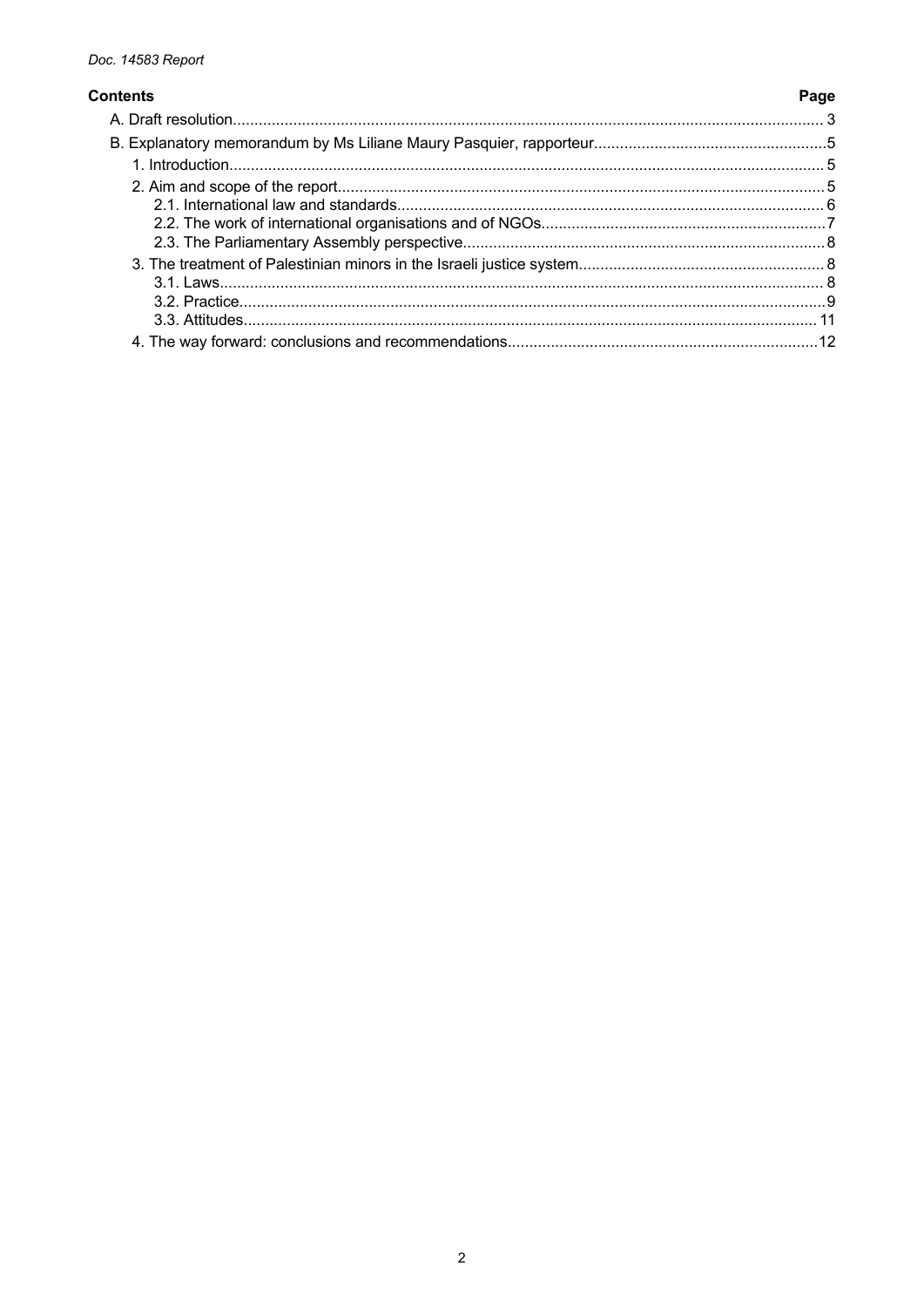**Contents** **Page**

A. Draft resolution........................................................................................................................................ 3

B. Explanatory memorandum by Ms Liliane Maury Pasquier, rapporteur.....................................................5

1. Introduction.......................................................................................................................................... 5

2. Aim and scope of the report................................................................................................................ 5

2.1. International law and standards................................................................................................. 6

2.2. The work of international organisations and of NGOs.................................................................7

2.3. The Parliamentary Assembly perspective................................................................................... 8

3. The treatment of Palestinian minors in the Israeli justice system......................................................... 8

3.1. Laws........................................................................................................................................... 8

3.2. Practice.......................................................................................................................................9

3.3. Attitudes.................................................................................................................................... 11

4. The way forward: conclusions and recommendations.......................................................................12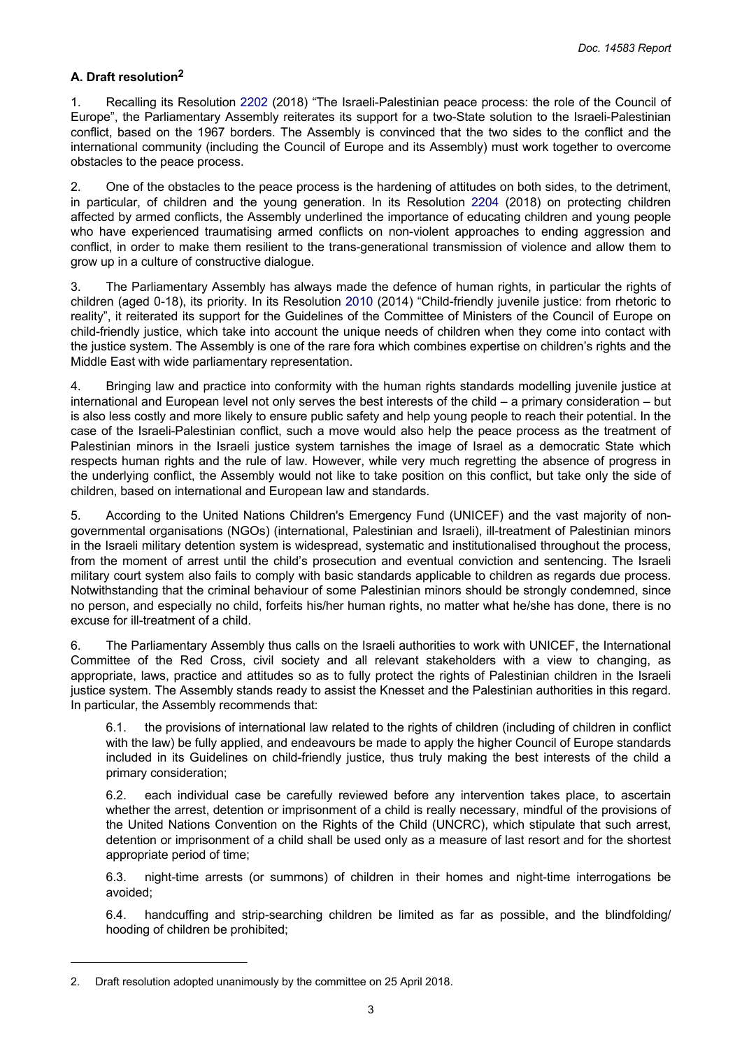### A. Draft resolution[2]

1. Recalling its Resolution 2202 (2018) "The Israeli-Palestinian peace process: the role of the Council of Europe", the Parliamentary Assembly reiterates its support for a two-State solution to the Israeli-Palestinian conflict, based on the 1967 borders. The Assembly is convinced that the two sides to the conflict and the international community (including the Council of Europe and its Assembly) must work together to overcome obstacles to the peace process.

2. One of the obstacles to the peace process is the hardening of attitudes on both sides, to the detriment, in particular, of children and the young generation. In its Resolution 2204 (2018) on protecting children affected by armed conflicts, the Assembly underlined the importance of educating children and young people who have experienced traumatising armed conflicts on non-violent approaches to ending aggression and conflict, in order to make them resilient to the trans-generational transmission of violence and allow them to grow up in a culture of constructive dialogue.

3. The Parliamentary Assembly has always made the defence of human rights, in particular the rights of children (aged 0-18), its priority. In its Resolution 2010 (2014) "Child-friendly juvenile justice: from rhetoric to reality", it reiterated its support for the Guidelines of the Committee of Ministers of the Council of Europe on child-friendly justice, which take into account the unique needs of children when they come into contact with the justice system. The Assembly is one of the rare fora which combines expertise on children's rights and the Middle East with wide parliamentary representation.

4. Bringing law and practice into conformity with the human rights standards modelling juvenile justice at international and European level not only serves the best interests of the child – a primary consideration – but is also less costly and more likely to ensure public safety and help young people to reach their potential. In the case of the Israeli-Palestinian conflict, such a move would also help the peace process as the treatment of Palestinian minors in the Israeli justice system tarnishes the image of Israel as a democratic State which respects human rights and the rule of law. However, while very much regretting the absence of progress in the underlying conflict, the Assembly would not like to take position on this conflict, but take only the side of children, based on international and European law and standards.

5. According to the United Nations Children's Emergency Fund (UNICEF) and the vast majority of non-governmental organisations (NGOs) (international, Palestinian and Israeli), ill-treatment of Palestinian minors in the Israeli military detention system is widespread, systematic and institutionalised throughout the process, from the moment of arrest until the child's prosecution and eventual conviction and sentencing. The Israeli military court system also fails to comply with basic standards applicable to children as regards due process. Notwithstanding that the criminal behaviour of some Palestinian minors should be strongly condemned, since no person, and especially no child, forfeits his/her human rights, no matter what he/she has done, there is no excuse for ill-treatment of a child.

6. The Parliamentary Assembly thus calls on the Israeli authorities to work with UNICEF, the International Committee of the Red Cross, civil society and all relevant stakeholders with a view to changing, as appropriate, laws, practice and attitudes so as to fully protect the rights of Palestinian children in the Israeli justice system. The Assembly stands ready to assist the Knesset and the Palestinian authorities in this regard. In particular, the Assembly recommends that:

6.1. the provisions of international law related to the rights of children (including of children in conflict with the law) be fully applied, and endeavours be made to apply the higher Council of Europe standards included in its Guidelines on child-friendly justice, thus truly making the best interests of the child a primary consideration;

6.2. each individual case be carefully reviewed before any intervention takes place, to ascertain whether the arrest, detention or imprisonment of a child is really necessary, mindful of the provisions of the United Nations Convention on the Rights of the Child (UNCRC), which stipulate that such arrest, detention or imprisonment of a child shall be used only as a measure of last resort and for the shortest appropriate period of time;

6.3. night-time arrests (or summons) of children in their homes and night-time interrogations be avoided;

6.4. handcuffing and strip-searching children be limited as far as possible, and the blindfolding/ hooding of children be prohibited;

---

2. Draft resolution adopted unanimously by the committee on 25 April 2018.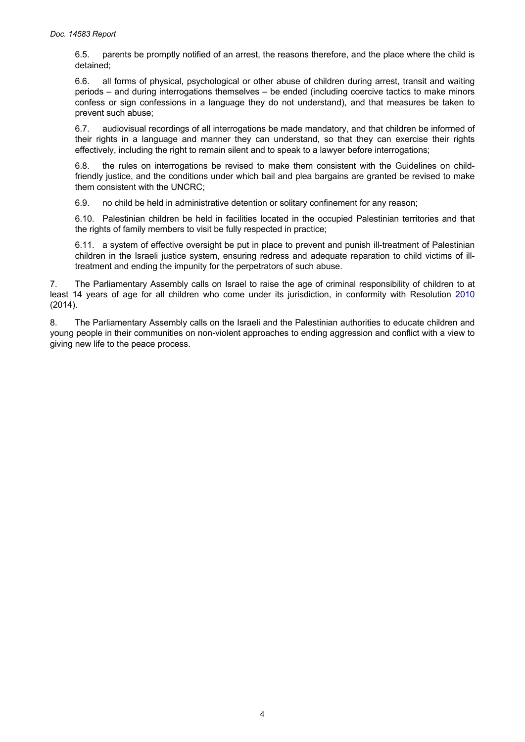6.5. parents be promptly notified of an arrest, the reasons therefore, and the place where the child is detained;

6.6. all forms of physical, psychological or other abuse of children during arrest, transit and waiting periods – and during interrogations themselves – be ended (including coercive tactics to make minors confess or sign confessions in a language they do not understand), and that measures be taken to prevent such abuse;

6.7. audiovisual recordings of all interrogations be made mandatory, and that children be informed of their rights in a language and manner they can understand, so that they can exercise their rights effectively, including the right to remain silent and to speak to a lawyer before interrogations;

6.8. the rules on interrogations be revised to make them consistent with the Guidelines on child-friendly justice, and the conditions under which bail and plea bargains are granted be revised to make them consistent with the UNCRC;

6.9. no child be held in administrative detention or solitary confinement for any reason;

6.10. Palestinian children be held in facilities located in the occupied Palestinian territories and that the rights of family members to visit be fully respected in practice;

6.11. a system of effective oversight be put in place to prevent and punish ill-treatment of Palestinian children in the Israeli justice system, ensuring redress and adequate reparation to child victims of ill-treatment and ending the impunity for the perpetrators of such abuse.

7. The Parliamentary Assembly calls on Israel to raise the age of criminal responsibility of children to at least 14 years of age for all children who come under its jurisdiction, in conformity with Resolution 2010 (2014).

8. The Parliamentary Assembly calls on the Israeli and the Palestinian authorities to educate children and young people in their communities on non-violent approaches to ending aggression and conflict with a view to giving new life to the peace process.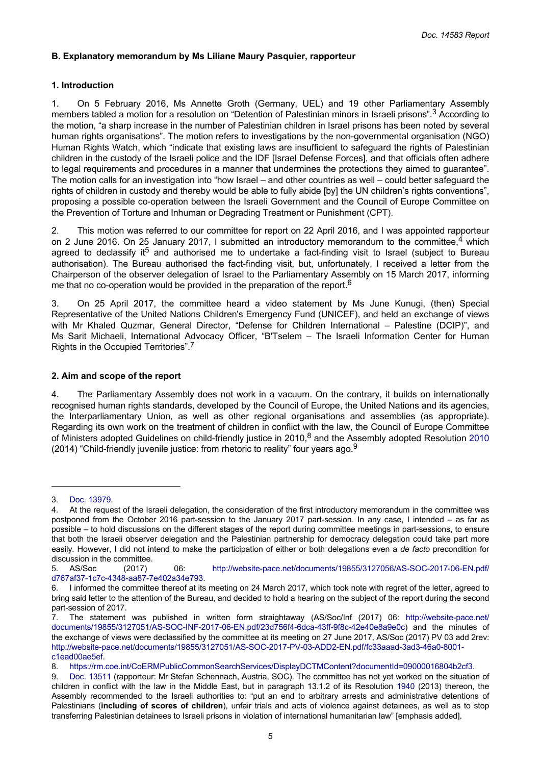## B. Explanatory memorandum by Ms Liliane Maury Pasquier, rapporteur

### 1. Introduction

1. On 5 February 2016, Ms Annette Groth (Germany, UEL) and 19 other Parliamentary Assembly members tabled a motion for a resolution on "Detention of Palestinian minors in Israeli prisons".[3] According to the motion, "a sharp increase in the number of Palestinian children in Israel prisons has been noted by several human rights organisations". The motion refers to investigations by the non-governmental organisation (NGO) Human Rights Watch, which "indicate that existing laws are insufficient to safeguard the rights of Palestinian children in the custody of the Israeli police and the IDF [Israel Defense Forces], and that officials often adhere to legal requirements and procedures in a manner that undermines the protections they aimed to guarantee". The motion calls for an investigation into "how Israel – and other countries as well – could better safeguard the rights of children in custody and thereby would be able to fully abide [by] the UN children's rights conventions", proposing a possible co-operation between the Israeli Government and the Council of Europe Committee on the Prevention of Torture and Inhuman or Degrading Treatment or Punishment (CPT).

2. This motion was referred to our committee for report on 22 April 2016, and I was appointed rapporteur on 2 June 2016. On 25 January 2017, I submitted an introductory memorandum to the committee,[4] which agreed to declassify it[5] and authorised me to undertake a fact-finding visit to Israel (subject to Bureau authorisation). The Bureau authorised the fact-finding visit, but, unfortunately, I received a letter from the Chairperson of the observer delegation of Israel to the Parliamentary Assembly on 15 March 2017, informing me that no co-operation would be provided in the preparation of the report.[6]

3. On 25 April 2017, the committee heard a video statement by Ms June Kunugi, (then) Special Representative of the United Nations Children's Emergency Fund (UNICEF), and held an exchange of views with Mr Khaled Quzmar, General Director, "Defense for Children International – Palestine (DCIP)", and Ms Sarit Michaeli, International Advocacy Officer, "B'Tselem – The Israeli Information Center for Human Rights in the Occupied Territories".[7]

### 2. Aim and scope of the report

4. The Parliamentary Assembly does not work in a vacuum. On the contrary, it builds on internationally recognised human rights standards, developed by the Council of Europe, the United Nations and its agencies, the Interparliamentary Union, as well as other regional organisations and assemblies (as appropriate). Regarding its own work on the treatment of children in conflict with the law, the Council of Europe Committee of Ministers adopted Guidelines on child-friendly justice in 2010,[8] and the Assembly adopted Resolution 2010 (2014) "Child-friendly juvenile justice: from rhetoric to reality" four years ago.[9]

---

3. Doc. 13979.

4. At the request of the Israeli delegation, the consideration of the first introductory memorandum in the committee was postponed from the October 2016 part-session to the January 2017 part-session. In any case, I intended – as far as possible – to hold discussions on the different stages of the report during committee meetings in part-sessions, to ensure that both the Israeli observer delegation and the Palestinian partnership for democracy delegation could take part more easily. However, I did not intend to make the participation of either or both delegations even a *de facto* precondition for discussion in the committee.

5. AS/Soc (2017) 06: http://website-pace.net/documents/19855/3127056/AS-SOC-2017-06-EN.pdf/d767af37-1c7c-4348-aa87-7e402a34e793.

6. I informed the committee thereof at its meeting on 24 March 2017, which took note with regret of the letter, agreed to bring said letter to the attention of the Bureau, and decided to hold a hearing on the subject of the report during the second part-session of 2017.

7. The statement was published in written form straightaway (AS/Soc/Inf (2017) 06: http://website-pace.net/documents/19855/3127051/AS-SOC-INF-2017-06-EN.pdf/23d756f4-6dca-43ff-9f8c-42e40e8a9e0c) and the minutes of the exchange of views were declassified by the committee at its meeting on 27 June 2017, AS/Soc (2017) PV 03 add 2rev: http://website-pace.net/documents/19855/3127051/AS-SOC-2017-PV-03-ADD2-EN.pdf/fc33aaad-3ad3-46a0-8001-c1ead00ae5ef.

8. https://rm.coe.int/CoERMPublicCommonSearchServices/DisplayDCTMContent?documentId=09000016804b2cf3.

9. Doc. 13511 (rapporteur: Mr Stefan Schennach, Austria, SOC). The committee has not yet worked on the situation of children in conflict with the law in the Middle East, but in paragraph 13.1.2 of its Resolution 1940 (2013) thereon, the Assembly recommended to the Israeli authorities to: "put an end to arbitrary arrests and administrative detentions of Palestinians (**including of scores of children**), unfair trials and acts of violence against detainees, as well as to stop transferring Palestinian detainees to Israeli prisons in violation of international humanitarian law" [emphasis added].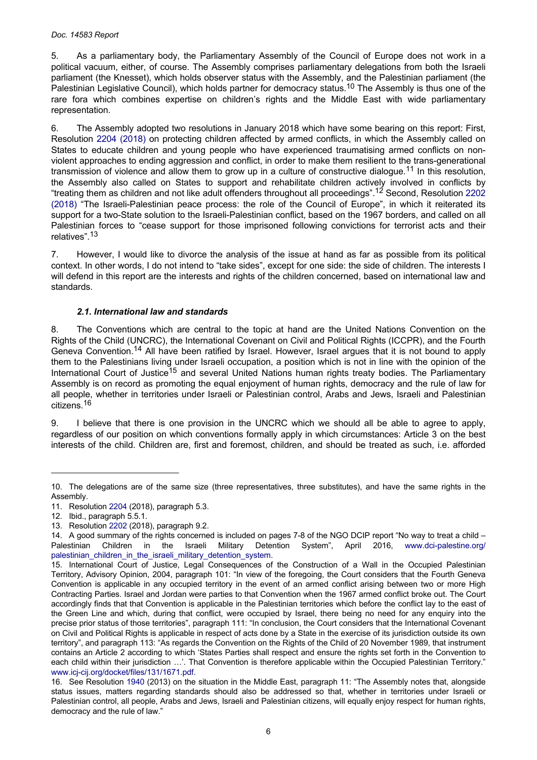5. As a parliamentary body, the Parliamentary Assembly of the Council of Europe does not work in a political vacuum, either, of course. The Assembly comprises parliamentary delegations from both the Israeli parliament (the Knesset), which holds observer status with the Assembly, and the Palestinian parliament (the Palestinian Legislative Council), which holds partner for democracy status.[10] The Assembly is thus one of the rare fora which combines expertise on children's rights and the Middle East with wide parliamentary representation.

6. The Assembly adopted two resolutions in January 2018 which have some bearing on this report: First, Resolution 2204 (2018) on protecting children affected by armed conflicts, in which the Assembly called on States to educate children and young people who have experienced traumatising armed conflicts on non-violent approaches to ending aggression and conflict, in order to make them resilient to the trans-generational transmission of violence and allow them to grow up in a culture of constructive dialogue.[11] In this resolution, the Assembly also called on States to support and rehabilitate children actively involved in conflicts by "treating them as children and not like adult offenders throughout all proceedings".[12] Second, Resolution 2202 (2018) "The Israeli-Palestinian peace process: the role of the Council of Europe", in which it reiterated its support for a two-State solution to the Israeli-Palestinian conflict, based on the 1967 borders, and called on all Palestinian forces to "cease support for those imprisoned following convictions for terrorist acts and their relatives".[13]

7. However, I would like to divorce the analysis of the issue at hand as far as possible from its political context. In other words, I do not intend to "take sides", except for one side: the side of children. The interests I will defend in this report are the interests and rights of the children concerned, based on international law and standards.

### *2.1. International law and standards*

8. The Conventions which are central to the topic at hand are the United Nations Convention on the Rights of the Child (UNCRC), the International Covenant on Civil and Political Rights (ICCPR), and the Fourth Geneva Convention.[14] All have been ratified by Israel. However, Israel argues that it is not bound to apply them to the Palestinians living under Israeli occupation, a position which is not in line with the opinion of the International Court of Justice[15] and several United Nations human rights treaty bodies. The Parliamentary Assembly is on record as promoting the equal enjoyment of human rights, democracy and the rule of law for all people, whether in territories under Israeli or Palestinian control, Arabs and Jews, Israeli and Palestinian citizens.[16]

9. I believe that there is one provision in the UNCRC which we should all be able to agree to apply, regardless of our position on which conventions formally apply in which circumstances: Article 3 on the best interests of the child. Children are, first and foremost, children, and should be treated as such, i.e. afforded

---

10. The delegations are of the same size (three representatives, three substitutes), and have the same rights in the Assembly.

11. Resolution 2204 (2018), paragraph 5.3.

12. Ibid., paragraph 5.5.1.

13. Resolution 2202 (2018), paragraph 9.2.

14. A good summary of the rights concerned is included on pages 7-8 of the NGO DCIP report "No way to treat a child – Palestinian Children in the Israeli Military Detention System", April 2016, www.dci-palestine.org/palestinian_children_in_the_israeli_military_detention_system.

15. International Court of Justice, Legal Consequences of the Construction of a Wall in the Occupied Palestinian Territory, Advisory Opinion, 2004, paragraph 101: "In view of the foregoing, the Court considers that the Fourth Geneva Convention is applicable in any occupied territory in the event of an armed conflict arising between two or more High Contracting Parties. Israel and Jordan were parties to that Convention when the 1967 armed conflict broke out. The Court accordingly finds that that Convention is applicable in the Palestinian territories which before the conflict lay to the east of the Green Line and which, during that conflict, were occupied by Israel, there being no need for any enquiry into the precise prior status of those territories", paragraph 111: "In conclusion, the Court considers that the International Covenant on Civil and Political Rights is applicable in respect of acts done by a State in the exercise of its jurisdiction outside its own territory", and paragraph 113: "As regards the Convention on the Rights of the Child of 20 November 1989, that instrument contains an Article 2 according to which 'States Parties shall respect and ensure the rights set forth in the Convention to each child within their jurisdiction …'. That Convention is therefore applicable within the Occupied Palestinian Territory." www.icj-cij.org/docket/files/131/1671.pdf.

16. See Resolution 1940 (2013) on the situation in the Middle East, paragraph 11: "The Assembly notes that, alongside status issues, matters regarding standards should also be addressed so that, whether in territories under Israeli or Palestinian control, all people, Arabs and Jews, Israeli and Palestinian citizens, will equally enjoy respect for human rights, democracy and the rule of law."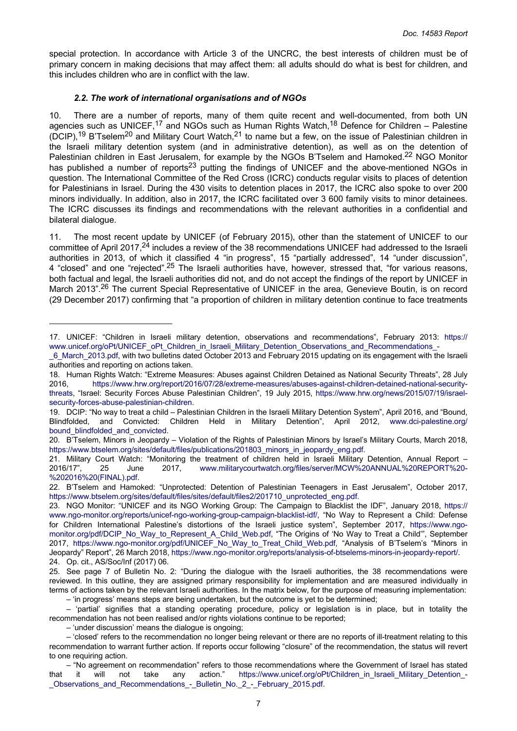special protection. In accordance with Article 3 of the UNCRC, the best interests of children must be of primary concern in making decisions that may affect them: all adults should do what is best for children, and this includes children who are in conflict with the law.

### *2.2. The work of international organisations and of NGOs*

10. There are a number of reports, many of them quite recent and well-documented, from both UN agencies such as UNICEF,[17] and NGOs such as Human Rights Watch,[18] Defence for Children – Palestine (DCIP),[19] B'Tselem[20] and Military Court Watch,[21] to name but a few, on the issue of Palestinian children in the Israeli military detention system (and in administrative detention), as well as on the detention of Palestinian children in East Jerusalem, for example by the NGOs B'Tselem and Hamoked.[22] NGO Monitor has published a number of reports[23] putting the findings of UNICEF and the above-mentioned NGOs in question. The International Committee of the Red Cross (ICRC) conducts regular visits to places of detention for Palestinians in Israel. During the 430 visits to detention places in 2017, the ICRC also spoke to over 200 minors individually. In addition, also in 2017, the ICRC facilitated over 3 600 family visits to minor detainees. The ICRC discusses its findings and recommendations with the relevant authorities in a confidential and bilateral dialogue.

11. The most recent update by UNICEF (of February 2015), other than the statement of UNICEF to our committee of April 2017,[24] includes a review of the 38 recommendations UNICEF had addressed to the Israeli authorities in 2013, of which it classified 4 "in progress", 15 "partially addressed", 14 "under discussion", 4 "closed" and one "rejected".[25] The Israeli authorities have, however, stressed that, "for various reasons, both factual and legal, the Israeli authorities did not, and do not accept the findings of the report by UNICEF in March 2013".[26] The current Special Representative of UNICEF in the area, Genevieve Boutin, is on record (29 December 2017) confirming that "a proportion of children in military detention continue to face treatments

---

17. UNICEF: "Children in Israeli military detention, observations and recommendations", February 2013: https://www.unicef.org/oPt/UNICEF_oPt_Children_in_Israeli_Military_Detention_Observations_and_Recommendations_-_6_March_2013.pdf, with two bulletins dated October 2013 and February 2015 updating on its engagement with the Israeli authorities and reporting on actions taken.

18. Human Rights Watch: "Extreme Measures: Abuses against Children Detained as National Security Threats", 28 July 2016, https://www.hrw.org/report/2016/07/28/extreme-measures/abuses-against-children-detained-national-security-threats, "Israel: Security Forces Abuse Palestinian Children", 19 July 2015, https://www.hrw.org/news/2015/07/19/israel-security-forces-abuse-palestinian-children.

19. DCIP: "No way to treat a child – Palestinian Children in the Israeli Military Detention System", April 2016, and "Bound, Blindfolded, and Convicted: Children Held in Military Detention", April 2012, www.dci-palestine.org/bound_blindfolded_and_convicted.

20. B'Tselem, Minors in Jeopardy – Violation of the Rights of Palestinian Minors by Israel's Military Courts, March 2018, https://www.btselem.org/sites/default/files/publications/201803_minors_in_jeopardy_eng.pdf.

21. Military Court Watch: "Monitoring the treatment of children held in Israeli Military Detention, Annual Report – 2016/17", 25 June 2017, www.militarycourtwatch.org/files/server/MCW%20ANNUAL%20REPORT%20-%202016%20(FINAL).pdf.

22. B'Tselem and Hamoked: "Unprotected: Detention of Palestinian Teenagers in East Jerusalem", October 2017, https://www.btselem.org/sites/default/files/sites/default/files2/201710_unprotected_eng.pdf.

23. NGO Monitor: "UNICEF and its NGO Working Group: The Campaign to Blacklist the IDF", January 2018, https://www.ngo-monitor.org/reports/unicef-ngo-working-group-campaign-blacklist-idf/, "No Way to Represent a Child: Defense for Children International Palestine's distortions of the Israeli justice system", September 2017, https://www.ngo-monitor.org/pdf/DCIP_No_Way_to_Represent_A_Child_Web.pdf, "The Origins of 'No Way to Treat a Child'", September 2017, https://www.ngo-monitor.org/pdf/UNICEF_No_Way_to_Treat_Child_Web.pdf, "Analysis of B'Tselem's "Minors in Jeopardy" Report", 26 March 2018, https://www.ngo-monitor.org/reports/analysis-of-btselems-minors-in-jeopardy-report/.

24. Op. cit., AS/Soc/Inf (2017) 06.

25. See page 7 of Bulletin No. 2: "During the dialogue with the Israeli authorities, the 38 recommendations were reviewed. In this outline, they are assigned primary responsibility for implementation and are measured individually in terms of actions taken by the relevant Israeli authorities. In the matrix below, for the purpose of measuring implementation:

– 'in progress' means steps are being undertaken, but the outcome is yet to be determined;

– 'partial' signifies that a standing operating procedure, policy or legislation is in place, but in totality the recommendation has not been realised and/or rights violations continue to be reported;

– 'under discussion' means the dialogue is ongoing;

– 'closed' refers to the recommendation no longer being relevant or there are no reports of ill-treatment relating to this recommendation to warrant further action. If reports occur following "closure" of the recommendation, the status will revert to one requiring action.

– "No agreement on recommendation" refers to those recommendations where the Government of Israel has stated that it will not take any action." https://www.unicef.org/oPt/Children_in_Israeli_Military_Detention_-_Observations_and_Recommendations_-_Bulletin_No._2_-_February_2015.pdf.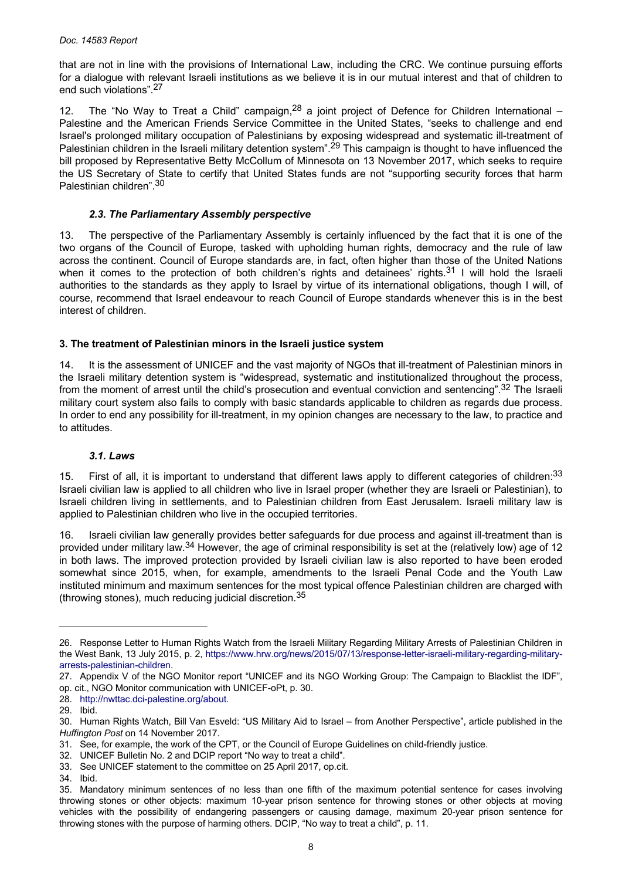that are not in line with the provisions of International Law, including the CRC. We continue pursuing efforts for a dialogue with relevant Israeli institutions as we believe it is in our mutual interest and that of children to end such violations".[27]

12. The "No Way to Treat a Child" campaign,[28] a joint project of Defence for Children International – Palestine and the American Friends Service Committee in the United States, "seeks to challenge and end Israel's prolonged military occupation of Palestinians by exposing widespread and systematic ill-treatment of Palestinian children in the Israeli military detention system".[29] This campaign is thought to have influenced the bill proposed by Representative Betty McCollum of Minnesota on 13 November 2017, which seeks to require the US Secretary of State to certify that United States funds are not "supporting security forces that harm Palestinian children".[30]

#### *2.3. The Parliamentary Assembly perspective*

13. The perspective of the Parliamentary Assembly is certainly influenced by the fact that it is one of the two organs of the Council of Europe, tasked with upholding human rights, democracy and the rule of law across the continent. Council of Europe standards are, in fact, often higher than those of the United Nations when it comes to the protection of both children's rights and detainees' rights.[31] I will hold the Israeli authorities to the standards as they apply to Israel by virtue of its international obligations, though I will, of course, recommend that Israel endeavour to reach Council of Europe standards whenever this is in the best interest of children.

### 3. The treatment of Palestinian minors in the Israeli justice system

14. It is the assessment of UNICEF and the vast majority of NGOs that ill-treatment of Palestinian minors in the Israeli military detention system is "widespread, systematic and institutionalized throughout the process, from the moment of arrest until the child's prosecution and eventual conviction and sentencing".[32] The Israeli military court system also fails to comply with basic standards applicable to children as regards due process. In order to end any possibility for ill-treatment, in my opinion changes are necessary to the law, to practice and to attitudes.

#### *3.1. Laws*

15. First of all, it is important to understand that different laws apply to different categories of children:[33] Israeli civilian law is applied to all children who live in Israel proper (whether they are Israeli or Palestinian), to Israeli children living in settlements, and to Palestinian children from East Jerusalem. Israeli military law is applied to Palestinian children who live in the occupied territories.

16. Israeli civilian law generally provides better safeguards for due process and against ill-treatment than is provided under military law.[34] However, the age of criminal responsibility is set at the (relatively low) age of 12 in both laws. The improved protection provided by Israeli civilian law is also reported to have been eroded somewhat since 2015, when, for example, amendments to the Israeli Penal Code and the Youth Law instituted minimum and maximum sentences for the most typical offence Palestinian children are charged with (throwing stones), much reducing judicial discretion.[35]

---

26. Response Letter to Human Rights Watch from the Israeli Military Regarding Military Arrests of Palestinian Children in the West Bank, 13 July 2015, p. 2, https://www.hrw.org/news/2015/07/13/response-letter-israeli-military-regarding-military-arrests-palestinian-children.

27. Appendix V of the NGO Monitor report "UNICEF and its NGO Working Group: The Campaign to Blacklist the IDF", op. cit., NGO Monitor communication with UNICEF-oPt, p. 30.

28. http://nwttac.dci-palestine.org/about.

29. Ibid.

30. Human Rights Watch, Bill Van Esveld: "US Military Aid to Israel – from Another Perspective", article published in the *Huffington Post* on 14 November 2017.

31. See, for example, the work of the CPT, or the Council of Europe Guidelines on child-friendly justice.

32. UNICEF Bulletin No. 2 and DCIP report "No way to treat a child".

33. See UNICEF statement to the committee on 25 April 2017, op.cit.

34. Ibid.

35. Mandatory minimum sentences of no less than one fifth of the maximum potential sentence for cases involving throwing stones or other objects: maximum 10-year prison sentence for throwing stones or other objects at moving vehicles with the possibility of endangering passengers or causing damage, maximum 20-year prison sentence for throwing stones with the purpose of harming others. DCIP, "No way to treat a child", p. 11.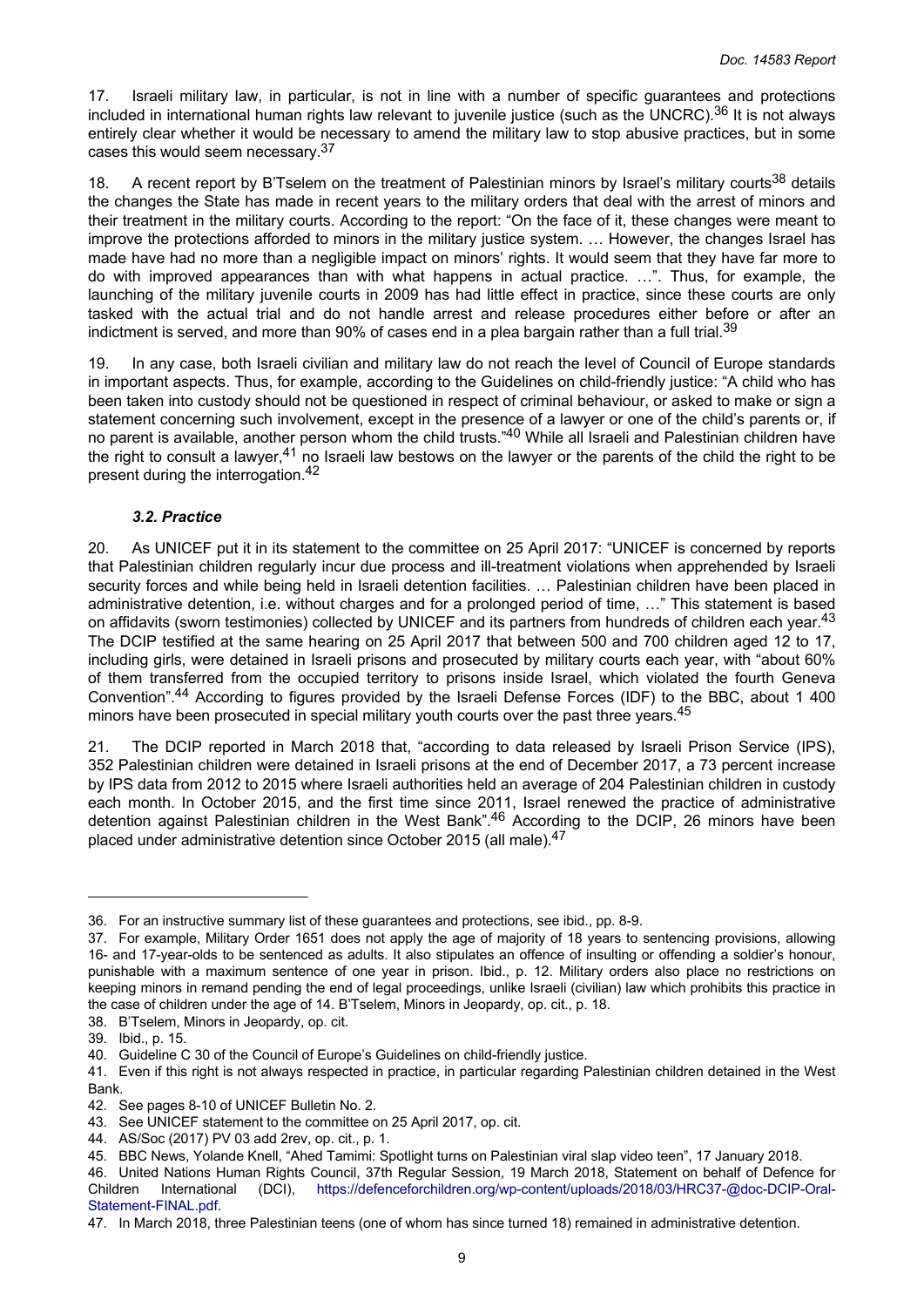17. Israeli military law, in particular, is not in line with a number of specific guarantees and protections included in international human rights law relevant to juvenile justice (such as the UNCRC).[36] It is not always entirely clear whether it would be necessary to amend the military law to stop abusive practices, but in some cases this would seem necessary.[37]

18. A recent report by B'Tselem on the treatment of Palestinian minors by Israel's military courts[38] details the changes the State has made in recent years to the military orders that deal with the arrest of minors and their treatment in the military courts. According to the report: "On the face of it, these changes were meant to improve the protections afforded to minors in the military justice system. … However, the changes Israel has made have had no more than a negligible impact on minors' rights. It would seem that they have far more to do with improved appearances than with what happens in actual practice. …". Thus, for example, the launching of the military juvenile courts in 2009 has had little effect in practice, since these courts are only tasked with the actual trial and do not handle arrest and release procedures either before or after an indictment is served, and more than 90% of cases end in a plea bargain rather than a full trial.[39]

19. In any case, both Israeli civilian and military law do not reach the level of Council of Europe standards in important aspects. Thus, for example, according to the Guidelines on child-friendly justice: "A child who has been taken into custody should not be questioned in respect of criminal behaviour, or asked to make or sign a statement concerning such involvement, except in the presence of a lawyer or one of the child's parents or, if no parent is available, another person whom the child trusts."[40] While all Israeli and Palestinian children have the right to consult a lawyer,[41] no Israeli law bestows on the lawyer or the parents of the child the right to be present during the interrogation.[42]

### *3.2. Practice*

20. As UNICEF put it in its statement to the committee on 25 April 2017: "UNICEF is concerned by reports that Palestinian children regularly incur due process and ill-treatment violations when apprehended by Israeli security forces and while being held in Israeli detention facilities. … Palestinian children have been placed in administrative detention, i.e. without charges and for a prolonged period of time, …" This statement is based on affidavits (sworn testimonies) collected by UNICEF and its partners from hundreds of children each year.[43] The DCIP testified at the same hearing on 25 April 2017 that between 500 and 700 children aged 12 to 17, including girls, were detained in Israeli prisons and prosecuted by military courts each year, with "about 60% of them transferred from the occupied territory to prisons inside Israel, which violated the fourth Geneva Convention".[44] According to figures provided by the Israeli Defense Forces (IDF) to the BBC, about 1 400 minors have been prosecuted in special military youth courts over the past three years.[45]

21. The DCIP reported in March 2018 that, "according to data released by Israeli Prison Service (IPS), 352 Palestinian children were detained in Israeli prisons at the end of December 2017, a 73 percent increase by IPS data from 2012 to 2015 where Israeli authorities held an average of 204 Palestinian children in custody each month. In October 2015, and the first time since 2011, Israel renewed the practice of administrative detention against Palestinian children in the West Bank".[46] According to the DCIP, 26 minors have been placed under administrative detention since October 2015 (all male).[47]

---

36. For an instructive summary list of these guarantees and protections, see ibid., pp. 8-9.

37. For example, Military Order 1651 does not apply the age of majority of 18 years to sentencing provisions, allowing 16- and 17-year-olds to be sentenced as adults. It also stipulates an offence of insulting or offending a soldier's honour, punishable with a maximum sentence of one year in prison. Ibid., p. 12. Military orders also place no restrictions on keeping minors in remand pending the end of legal proceedings, unlike Israeli (civilian) law which prohibits this practice in the case of children under the age of 14. B'Tselem, Minors in Jeopardy, op. cit., p. 18.

38. B'Tselem, Minors in Jeopardy, op. cit.

39. Ibid., p. 15.

40. Guideline C 30 of the Council of Europe's Guidelines on child-friendly justice.

41. Even if this right is not always respected in practice, in particular regarding Palestinian children detained in the West Bank.

42. See pages 8-10 of UNICEF Bulletin No. 2.

43. See UNICEF statement to the committee on 25 April 2017, op. cit.

44. AS/Soc (2017) PV 03 add 2rev, op. cit., p. 1.

45. BBC News, Yolande Knell, "Ahed Tamimi: Spotlight turns on Palestinian viral slap video teen", 17 January 2018.

46. United Nations Human Rights Council, 37th Regular Session, 19 March 2018, Statement on behalf of Defence for Children International (DCI), https://defenceforchildren.org/wp-content/uploads/2018/03/HRC37-@doc-DCIP-Oral-Statement-FINAL.pdf.

47. In March 2018, three Palestinian teens (one of whom has since turned 18) remained in administrative detention.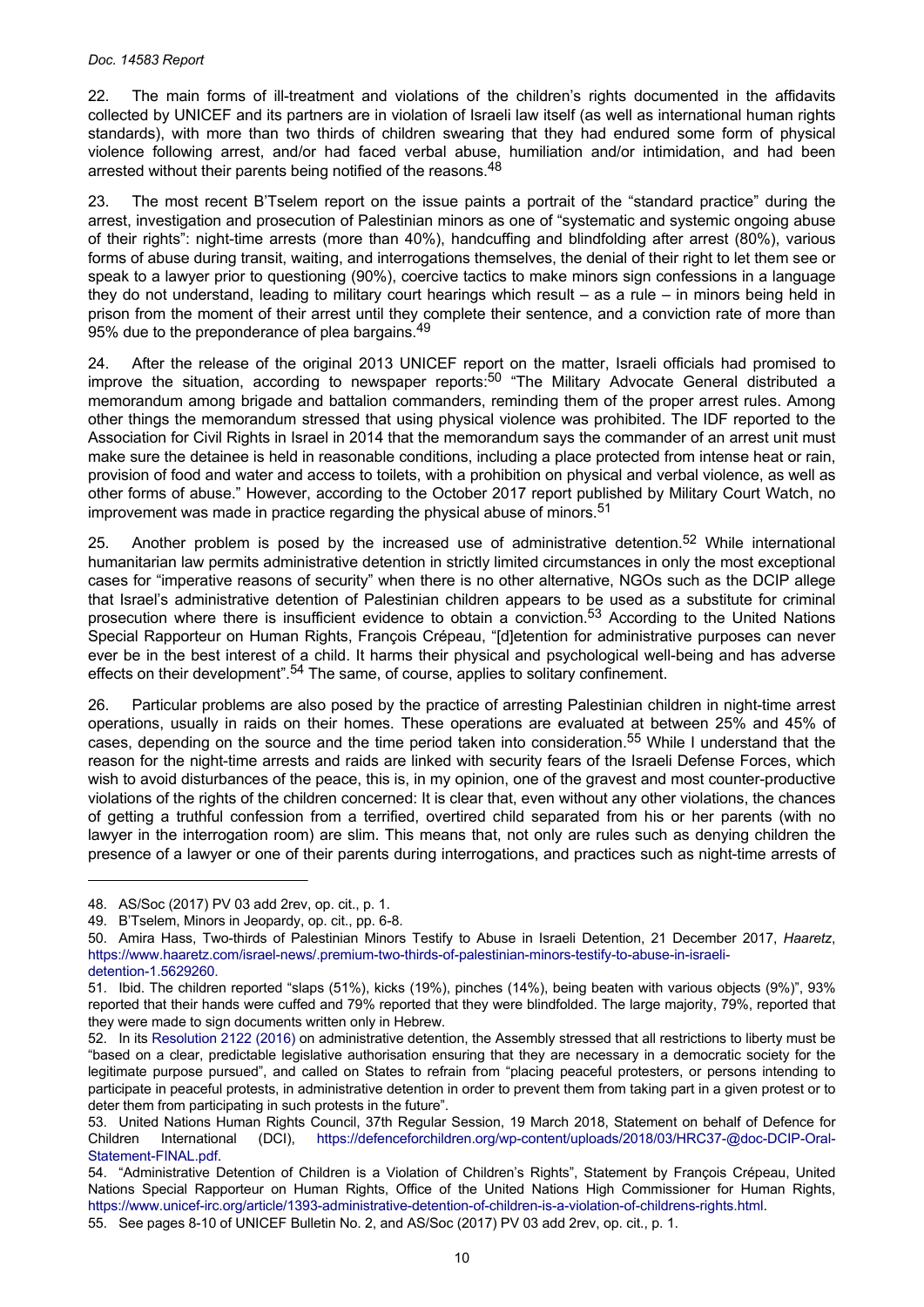22. The main forms of ill-treatment and violations of the children's rights documented in the affidavits collected by UNICEF and its partners are in violation of Israeli law itself (as well as international human rights standards), with more than two thirds of children swearing that they had endured some form of physical violence following arrest, and/or had faced verbal abuse, humiliation and/or intimidation, and had been arrested without their parents being notified of the reasons.[48]

23. The most recent B'Tselem report on the issue paints a portrait of the "standard practice" during the arrest, investigation and prosecution of Palestinian minors as one of "systematic and systemic ongoing abuse of their rights": night-time arrests (more than 40%), handcuffing and blindfolding after arrest (80%), various forms of abuse during transit, waiting, and interrogations themselves, the denial of their right to let them see or speak to a lawyer prior to questioning (90%), coercive tactics to make minors sign confessions in a language they do not understand, leading to military court hearings which result – as a rule – in minors being held in prison from the moment of their arrest until they complete their sentence, and a conviction rate of more than 95% due to the preponderance of plea bargains.[49]

24. After the release of the original 2013 UNICEF report on the matter, Israeli officials had promised to improve the situation, according to newspaper reports:[50] "The Military Advocate General distributed a memorandum among brigade and battalion commanders, reminding them of the proper arrest rules. Among other things the memorandum stressed that using physical violence was prohibited. The IDF reported to the Association for Civil Rights in Israel in 2014 that the memorandum says the commander of an arrest unit must make sure the detainee is held in reasonable conditions, including a place protected from intense heat or rain, provision of food and water and access to toilets, with a prohibition on physical and verbal violence, as well as other forms of abuse." However, according to the October 2017 report published by Military Court Watch, no improvement was made in practice regarding the physical abuse of minors.[51]

25. Another problem is posed by the increased use of administrative detention.[52] While international humanitarian law permits administrative detention in strictly limited circumstances in only the most exceptional cases for "imperative reasons of security" when there is no other alternative, NGOs such as the DCIP allege that Israel's administrative detention of Palestinian children appears to be used as a substitute for criminal prosecution where there is insufficient evidence to obtain a conviction.[53] According to the United Nations Special Rapporteur on Human Rights, François Crépeau, "[d]etention for administrative purposes can never ever be in the best interest of a child. It harms their physical and psychological well-being and has adverse effects on their development".[54] The same, of course, applies to solitary confinement.

26. Particular problems are also posed by the practice of arresting Palestinian children in night-time arrest operations, usually in raids on their homes. These operations are evaluated at between 25% and 45% of cases, depending on the source and the time period taken into consideration.[55] While I understand that the reason for the night-time arrests and raids are linked with security fears of the Israeli Defense Forces, which wish to avoid disturbances of the peace, this is, in my opinion, one of the gravest and most counter-productive violations of the rights of the children concerned: It is clear that, even without any other violations, the chances of getting a truthful confession from a terrified, overtired child separated from his or her parents (with no lawyer in the interrogation room) are slim. This means that, not only are rules such as denying children the presence of a lawyer or one of their parents during interrogations, and practices such as night-time arrests of

---

48. AS/Soc (2017) PV 03 add 2rev, op. cit., p. 1.

49. B'Tselem, Minors in Jeopardy, op. cit., pp. 6-8.

50. Amira Hass, Two-thirds of Palestinian Minors Testify to Abuse in Israeli Detention, 21 December 2017, *Haaretz*, https://www.haaretz.com/israel-news/.premium-two-thirds-of-palestinian-minors-testify-to-abuse-in-israeli-detention-1.5629260.

51. Ibid. The children reported "slaps (51%), kicks (19%), pinches (14%), being beaten with various objects (9%)", 93% reported that their hands were cuffed and 79% reported that they were blindfolded. The large majority, 79%, reported that they were made to sign documents written only in Hebrew.

52. In its Resolution 2122 (2016) on administrative detention, the Assembly stressed that all restrictions to liberty must be "based on a clear, predictable legislative authorisation ensuring that they are necessary in a democratic society for the legitimate purpose pursued", and called on States to refrain from "placing peaceful protesters, or persons intending to participate in peaceful protests, in administrative detention in order to prevent them from taking part in a given protest or to deter them from participating in such protests in the future".

53. United Nations Human Rights Council, 37th Regular Session, 19 March 2018, Statement on behalf of Defence for Children International (DCI), https://defenceforchildren.org/wp-content/uploads/2018/03/HRC37-@doc-DCIP-Oral-Statement-FINAL.pdf.

54. "Administrative Detention of Children is a Violation of Children's Rights", Statement by François Crépeau, United Nations Special Rapporteur on Human Rights, Office of the United Nations High Commissioner for Human Rights, https://www.unicef-irc.org/article/1393-administrative-detention-of-children-is-a-violation-of-childrens-rights.html.

55. See pages 8-10 of UNICEF Bulletin No. 2, and AS/Soc (2017) PV 03 add 2rev, op. cit., p. 1.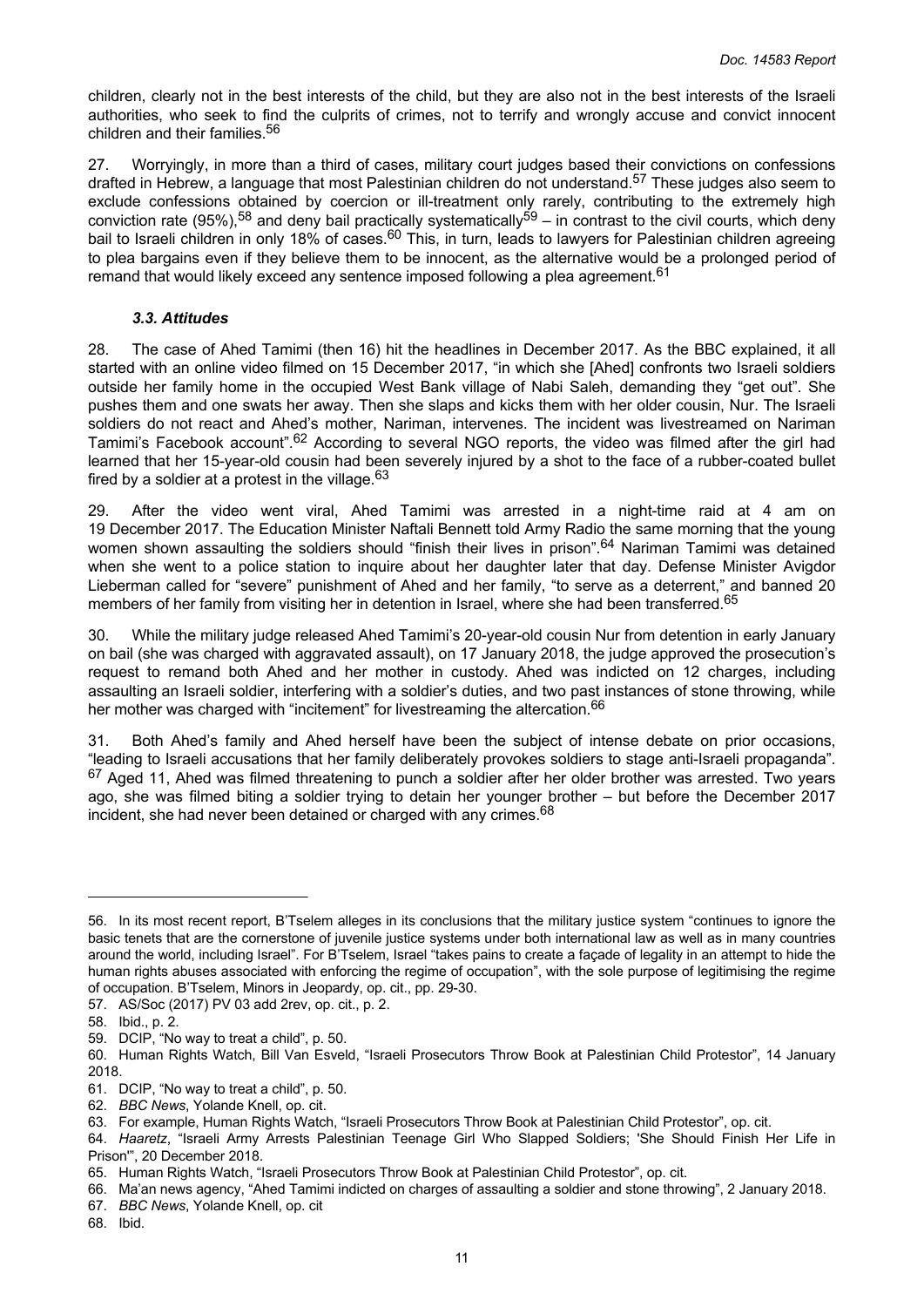children, clearly not in the best interests of the child, but they are also not in the best interests of the Israeli authorities, who seek to find the culprits of crimes, not to terrify and wrongly accuse and convict innocent children and their families.[56]

27. Worryingly, in more than a third of cases, military court judges based their convictions on confessions drafted in Hebrew, a language that most Palestinian children do not understand.[57] These judges also seem to exclude confessions obtained by coercion or ill-treatment only rarely, contributing to the extremely high conviction rate (95%),[58] and deny bail practically systematically[59] – in contrast to the civil courts, which deny bail to Israeli children in only 18% of cases.[60] This, in turn, leads to lawyers for Palestinian children agreeing to plea bargains even if they believe them to be innocent, as the alternative would be a prolonged period of remand that would likely exceed any sentence imposed following a plea agreement.[61]

### *3.3. Attitudes*

28. The case of Ahed Tamimi (then 16) hit the headlines in December 2017. As the BBC explained, it all started with an online video filmed on 15 December 2017, "in which she [Ahed] confronts two Israeli soldiers outside her family home in the occupied West Bank village of Nabi Saleh, demanding they "get out". She pushes them and one swats her away. Then she slaps and kicks them with her older cousin, Nur. The Israeli soldiers do not react and Ahed's mother, Nariman, intervenes. The incident was livestreamed on Nariman Tamimi's Facebook account".[62] According to several NGO reports, the video was filmed after the girl had learned that her 15-year-old cousin had been severely injured by a shot to the face of a rubber-coated bullet fired by a soldier at a protest in the village.[63]

29. After the video went viral, Ahed Tamimi was arrested in a night-time raid at 4 am on 19 December 2017. The Education Minister Naftali Bennett told Army Radio the same morning that the young women shown assaulting the soldiers should "finish their lives in prison".[64] Nariman Tamimi was detained when she went to a police station to inquire about her daughter later that day. Defense Minister Avigdor Lieberman called for "severe" punishment of Ahed and her family, "to serve as a deterrent," and banned 20 members of her family from visiting her in detention in Israel, where she had been transferred.[65]

30. While the military judge released Ahed Tamimi's 20-year-old cousin Nur from detention in early January on bail (she was charged with aggravated assault), on 17 January 2018, the judge approved the prosecution's request to remand both Ahed and her mother in custody. Ahed was indicted on 12 charges, including assaulting an Israeli soldier, interfering with a soldier's duties, and two past instances of stone throwing, while her mother was charged with "incitement" for livestreaming the altercation.[66]

31. Both Ahed's family and Ahed herself have been the subject of intense debate on prior occasions, "leading to Israeli accusations that her family deliberately provokes soldiers to stage anti-Israeli propaganda".[67] Aged 11, Ahed was filmed threatening to punch a soldier after her older brother was arrested. Two years ago, she was filmed biting a soldier trying to detain her younger brother – but before the December 2017 incident, she had never been detained or charged with any crimes.[68]

---

56. In its most recent report, B'Tselem alleges in its conclusions that the military justice system "continues to ignore the basic tenets that are the cornerstone of juvenile justice systems under both international law as well as in many countries around the world, including Israel". For B'Tselem, Israel "takes pains to create a façade of legality in an attempt to hide the human rights abuses associated with enforcing the regime of occupation", with the sole purpose of legitimising the regime of occupation. B'Tselem, Minors in Jeopardy, op. cit., pp. 29-30.
57. AS/Soc (2017) PV 03 add 2rev, op. cit., p. 2.
58. Ibid., p. 2.
59. DCIP, "No way to treat a child", p. 50.
60. Human Rights Watch, Bill Van Esveld, "Israeli Prosecutors Throw Book at Palestinian Child Protestor", 14 January 2018.
61. DCIP, "No way to treat a child", p. 50.
62. *BBC News*, Yolande Knell, op. cit.
63. For example, Human Rights Watch, "Israeli Prosecutors Throw Book at Palestinian Child Protestor", op. cit.
64. *Haaretz*, "Israeli Army Arrests Palestinian Teenage Girl Who Slapped Soldiers; 'She Should Finish Her Life in Prison'", 20 December 2018.
65. Human Rights Watch, "Israeli Prosecutors Throw Book at Palestinian Child Protestor", op. cit.
66. Ma'an news agency, "Ahed Tamimi indicted on charges of assaulting a soldier and stone throwing", 2 January 2018.
67. *BBC News*, Yolande Knell, op. cit
68. Ibid.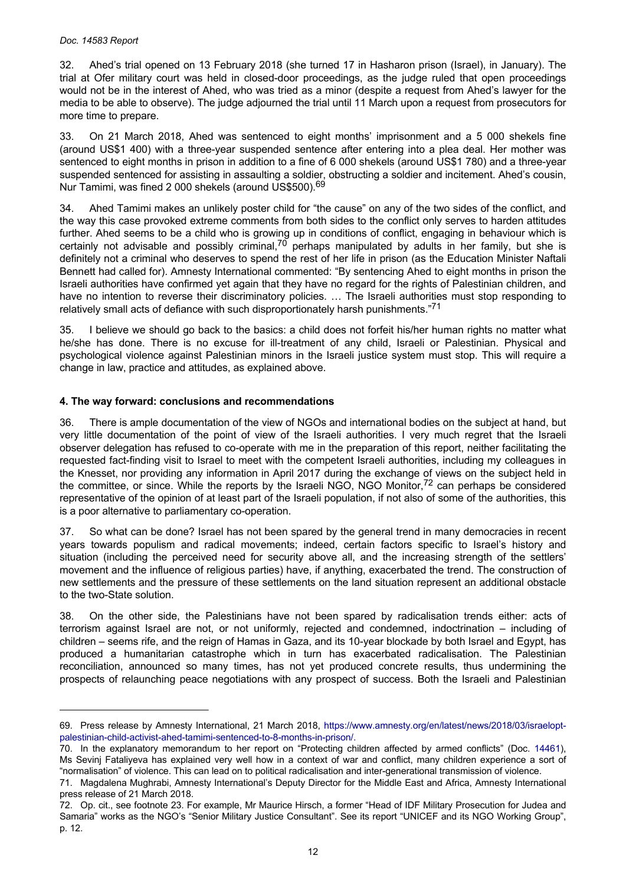32. Ahed's trial opened on 13 February 2018 (she turned 17 in Hasharon prison (Israel), in January). The trial at Ofer military court was held in closed-door proceedings, as the judge ruled that open proceedings would not be in the interest of Ahed, who was tried as a minor (despite a request from Ahed's lawyer for the media to be able to observe). The judge adjourned the trial until 11 March upon a request from prosecutors for more time to prepare.

33. On 21 March 2018, Ahed was sentenced to eight months' imprisonment and a 5 000 shekels fine (around US$1 400) with a three-year suspended sentence after entering into a plea deal. Her mother was sentenced to eight months in prison in addition to a fine of 6 000 shekels (around US$1 780) and a three-year suspended sentenced for assisting in assaulting a soldier, obstructing a soldier and incitement. Ahed's cousin, Nur Tamimi, was fined 2 000 shekels (around US$500).[69]

34. Ahed Tamimi makes an unlikely poster child for "the cause" on any of the two sides of the conflict, and the way this case provoked extreme comments from both sides to the conflict only serves to harden attitudes further. Ahed seems to be a child who is growing up in conditions of conflict, engaging in behaviour which is certainly not advisable and possibly criminal,[70] perhaps manipulated by adults in her family, but she is definitely not a criminal who deserves to spend the rest of her life in prison (as the Education Minister Naftali Bennett had called for). Amnesty International commented: "By sentencing Ahed to eight months in prison the Israeli authorities have confirmed yet again that they have no regard for the rights of Palestinian children, and have no intention to reverse their discriminatory policies. … The Israeli authorities must stop responding to relatively small acts of defiance with such disproportionately harsh punishments."[71]

35. I believe we should go back to the basics: a child does not forfeit his/her human rights no matter what he/she has done. There is no excuse for ill-treatment of any child, Israeli or Palestinian. Physical and psychological violence against Palestinian minors in the Israeli justice system must stop. This will require a change in law, practice and attitudes, as explained above.

### 4. The way forward: conclusions and recommendations

36. There is ample documentation of the view of NGOs and international bodies on the subject at hand, but very little documentation of the point of view of the Israeli authorities. I very much regret that the Israeli observer delegation has refused to co-operate with me in the preparation of this report, neither facilitating the requested fact-finding visit to Israel to meet with the competent Israeli authorities, including my colleagues in the Knesset, nor providing any information in April 2017 during the exchange of views on the subject held in the committee, or since. While the reports by the Israeli NGO, NGO Monitor,[72] can perhaps be considered representative of the opinion of at least part of the Israeli population, if not also of some of the authorities, this is a poor alternative to parliamentary co-operation.

37. So what can be done? Israel has not been spared by the general trend in many democracies in recent years towards populism and radical movements; indeed, certain factors specific to Israel's history and situation (including the perceived need for security above all, and the increasing strength of the settlers' movement and the influence of religious parties) have, if anything, exacerbated the trend. The construction of new settlements and the pressure of these settlements on the land situation represent an additional obstacle to the two-State solution.

38. On the other side, the Palestinians have not been spared by radicalisation trends either: acts of terrorism against Israel are not, or not uniformly, rejected and condemned, indoctrination – including of children – seems rife, and the reign of Hamas in Gaza, and its 10-year blockade by both Israel and Egypt, has produced a humanitarian catastrophe which in turn has exacerbated radicalisation. The Palestinian reconciliation, announced so many times, has not yet produced concrete results, thus undermining the prospects of relaunching peace negotiations with any prospect of success. Both the Israeli and Palestinian

---

69. Press release by Amnesty International, 21 March 2018, https://www.amnesty.org/en/latest/news/2018/03/israelopt-palestinian-child-activist-ahed-tamimi-sentenced-to-8-months-in-prison/.

70. In the explanatory memorandum to her report on "Protecting children affected by armed conflicts" (Doc. 14461), Ms Sevinj Fataliyeva has explained very well how in a context of war and conflict, many children experience a sort of "normalisation" of violence. This can lead on to political radicalisation and inter-generational transmission of violence.

71. Magdalena Mughrabi, Amnesty International's Deputy Director for the Middle East and Africa, Amnesty International press release of 21 March 2018.

72. Op. cit., see footnote 23. For example, Mr Maurice Hirsch, a former "Head of IDF Military Prosecution for Judea and Samaria" works as the NGO's "Senior Military Justice Consultant". See its report "UNICEF and its NGO Working Group", p. 12.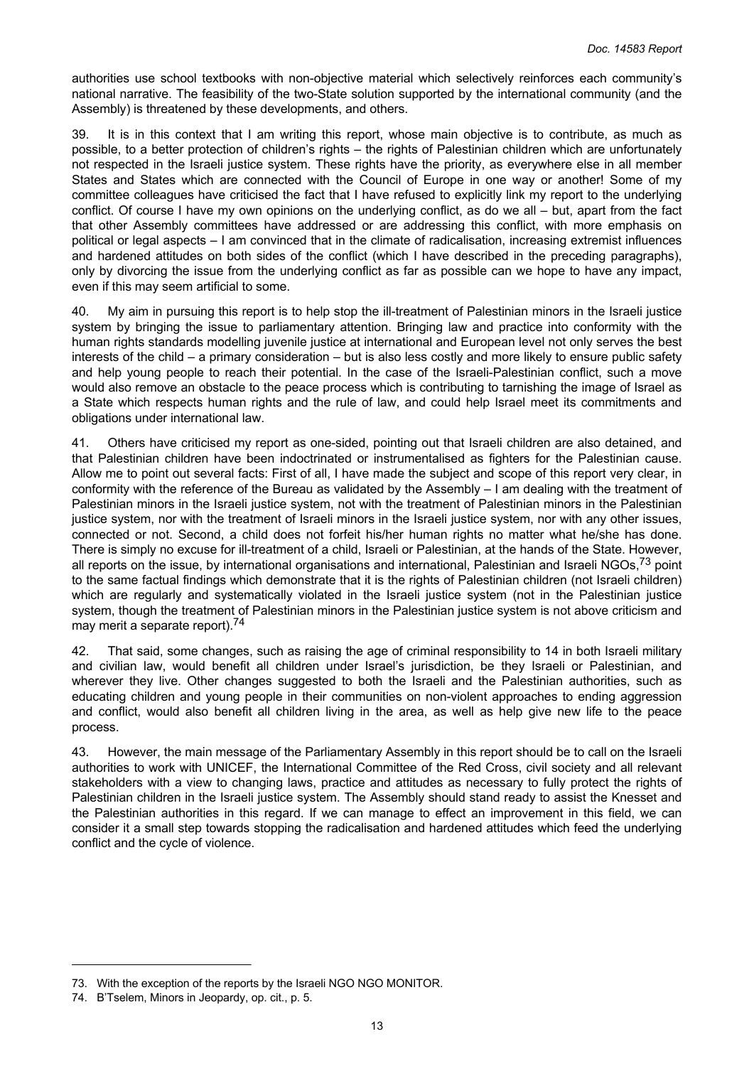authorities use school textbooks with non-objective material which selectively reinforces each community's national narrative. The feasibility of the two-State solution supported by the international community (and the Assembly) is threatened by these developments, and others.

39. It is in this context that I am writing this report, whose main objective is to contribute, as much as possible, to a better protection of children's rights – the rights of Palestinian children which are unfortunately not respected in the Israeli justice system. These rights have the priority, as everywhere else in all member States and States which are connected with the Council of Europe in one way or another! Some of my committee colleagues have criticised the fact that I have refused to explicitly link my report to the underlying conflict. Of course I have my own opinions on the underlying conflict, as do we all – but, apart from the fact that other Assembly committees have addressed or are addressing this conflict, with more emphasis on political or legal aspects – I am convinced that in the climate of radicalisation, increasing extremist influences and hardened attitudes on both sides of the conflict (which I have described in the preceding paragraphs), only by divorcing the issue from the underlying conflict as far as possible can we hope to have any impact, even if this may seem artificial to some.

40. My aim in pursuing this report is to help stop the ill-treatment of Palestinian minors in the Israeli justice system by bringing the issue to parliamentary attention. Bringing law and practice into conformity with the human rights standards modelling juvenile justice at international and European level not only serves the best interests of the child – a primary consideration – but is also less costly and more likely to ensure public safety and help young people to reach their potential. In the case of the Israeli-Palestinian conflict, such a move would also remove an obstacle to the peace process which is contributing to tarnishing the image of Israel as a State which respects human rights and the rule of law, and could help Israel meet its commitments and obligations under international law.

41. Others have criticised my report as one-sided, pointing out that Israeli children are also detained, and that Palestinian children have been indoctrinated or instrumentalised as fighters for the Palestinian cause. Allow me to point out several facts: First of all, I have made the subject and scope of this report very clear, in conformity with the reference of the Bureau as validated by the Assembly – I am dealing with the treatment of Palestinian minors in the Israeli justice system, not with the treatment of Palestinian minors in the Palestinian justice system, nor with the treatment of Israeli minors in the Israeli justice system, nor with any other issues, connected or not. Second, a child does not forfeit his/her human rights no matter what he/she has done. There is simply no excuse for ill-treatment of a child, Israeli or Palestinian, at the hands of the State. However, all reports on the issue, by international organisations and international, Palestinian and Israeli NGOs,[73] point to the same factual findings which demonstrate that it is the rights of Palestinian children (not Israeli children) which are regularly and systematically violated in the Israeli justice system (not in the Palestinian justice system, though the treatment of Palestinian minors in the Palestinian justice system is not above criticism and may merit a separate report).[74]

42. That said, some changes, such as raising the age of criminal responsibility to 14 in both Israeli military and civilian law, would benefit all children under Israel's jurisdiction, be they Israeli or Palestinian, and wherever they live. Other changes suggested to both the Israeli and the Palestinian authorities, such as educating children and young people in their communities on non-violent approaches to ending aggression and conflict, would also benefit all children living in the area, as well as help give new life to the peace process.

43. However, the main message of the Parliamentary Assembly in this report should be to call on the Israeli authorities to work with UNICEF, the International Committee of the Red Cross, civil society and all relevant stakeholders with a view to changing laws, practice and attitudes as necessary to fully protect the rights of Palestinian children in the Israeli justice system. The Assembly should stand ready to assist the Knesset and the Palestinian authorities in this regard. If we can manage to effect an improvement in this field, we can consider it a small step towards stopping the radicalisation and hardened attitudes which feed the underlying conflict and the cycle of violence.

---

73. With the exception of the reports by the Israeli NGO NGO MONITOR.

74. B'Tselem, Minors in Jeopardy, op. cit., p. 5.